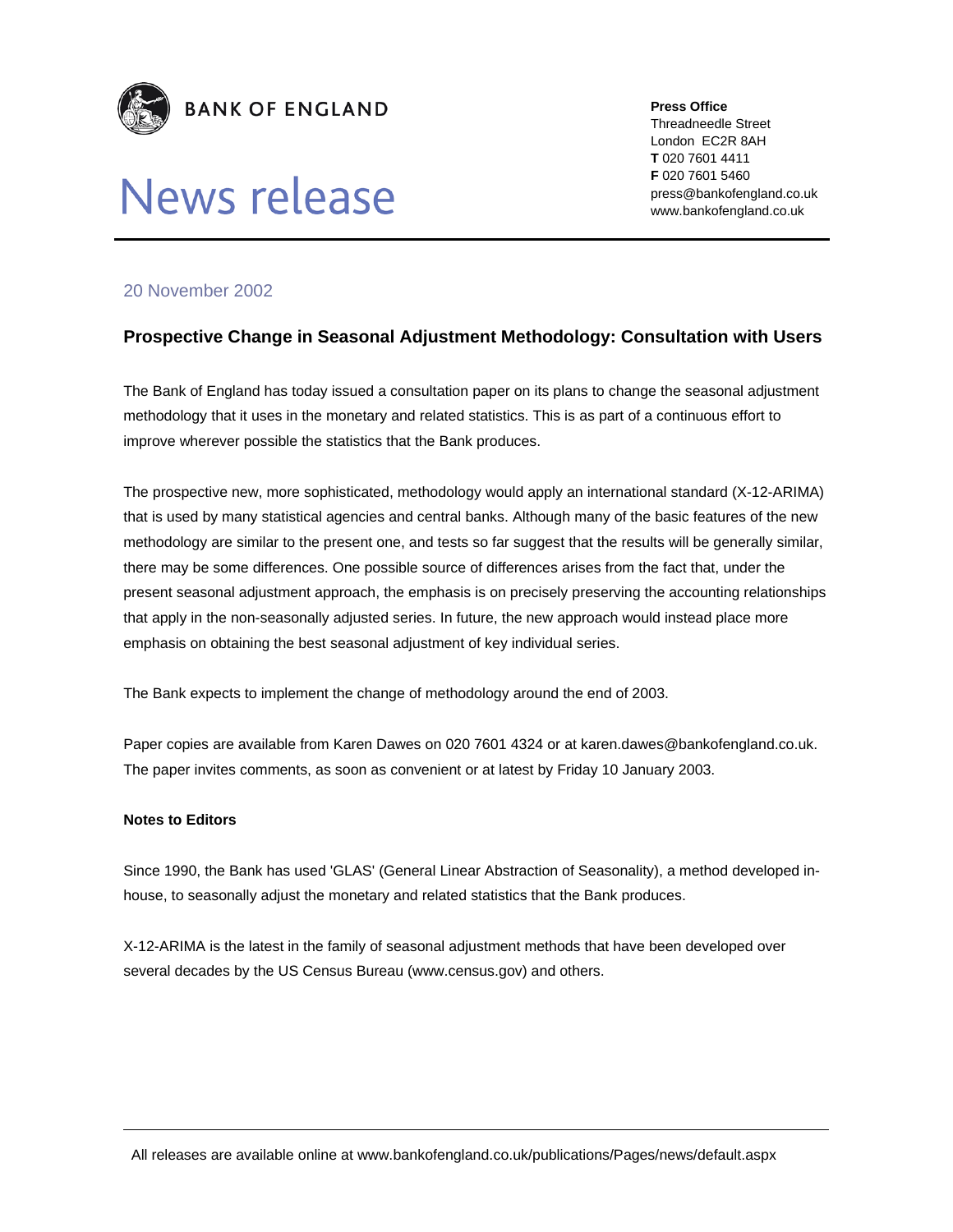**BANK OF ENGLAND**

# News release

**Press Office**
Threadneedle Street
London EC2R 8AH
**T** 020 7601 4411
**F** 020 7601 5460
press@bankofengland.co.uk
www.bankofengland.co.uk

20 November 2002

## Prospective Change in Seasonal Adjustment Methodology: Consultation with Users

The Bank of England has today issued a consultation paper on its plans to change the seasonal adjustment methodology that it uses in the monetary and related statistics. This is as part of a continuous effort to improve wherever possible the statistics that the Bank produces.

The prospective new, more sophisticated, methodology would apply an international standard (X-12-ARIMA) that is used by many statistical agencies and central banks. Although many of the basic features of the new methodology are similar to the present one, and tests so far suggest that the results will be generally similar, there may be some differences. One possible source of differences arises from the fact that, under the present seasonal adjustment approach, the emphasis is on precisely preserving the accounting relationships that apply in the non-seasonally adjusted series. In future, the new approach would instead place more emphasis on obtaining the best seasonal adjustment of key individual series.

The Bank expects to implement the change of methodology around the end of 2003.

Paper copies are available from Karen Dawes on 020 7601 4324 or at karen.dawes@bankofengland.co.uk. The paper invites comments, as soon as convenient or at latest by Friday 10 January 2003.

**Notes to Editors**

Since 1990, the Bank has used 'GLAS' (General Linear Abstraction of Seasonality), a method developed in-house, to seasonally adjust the monetary and related statistics that the Bank produces.

X-12-ARIMA is the latest in the family of seasonal adjustment methods that have been developed over several decades by the US Census Bureau (www.census.gov) and others.

All releases are available online at www.bankofengland.co.uk/publications/Pages/news/default.aspx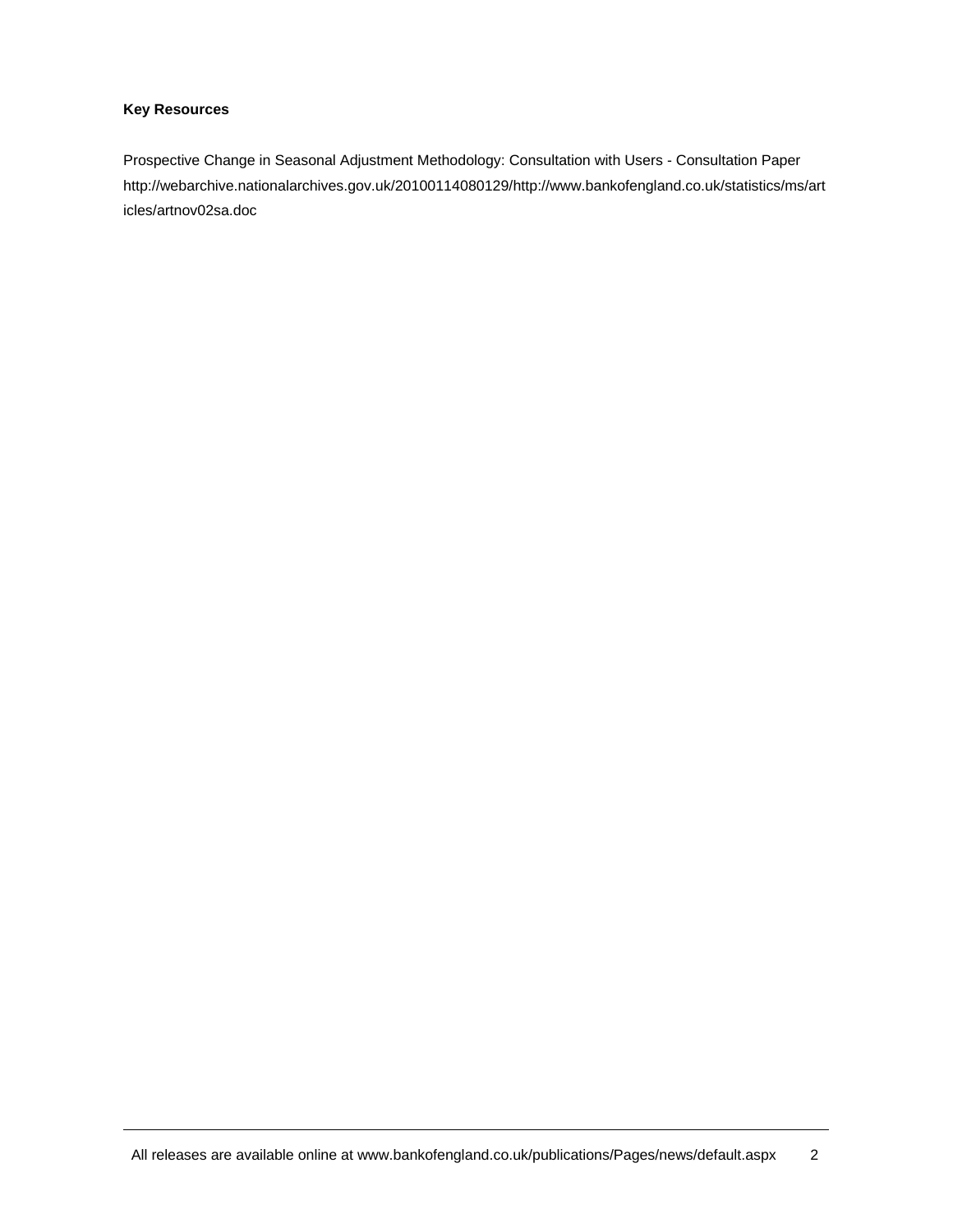**Key Resources**

Prospective Change in Seasonal Adjustment Methodology: Consultation with Users - Consultation Paper
http://webarchive.nationalarchives.gov.uk/20100114080129/http://www.bankofengland.co.uk/statistics/ms/articles/artnov02sa.doc